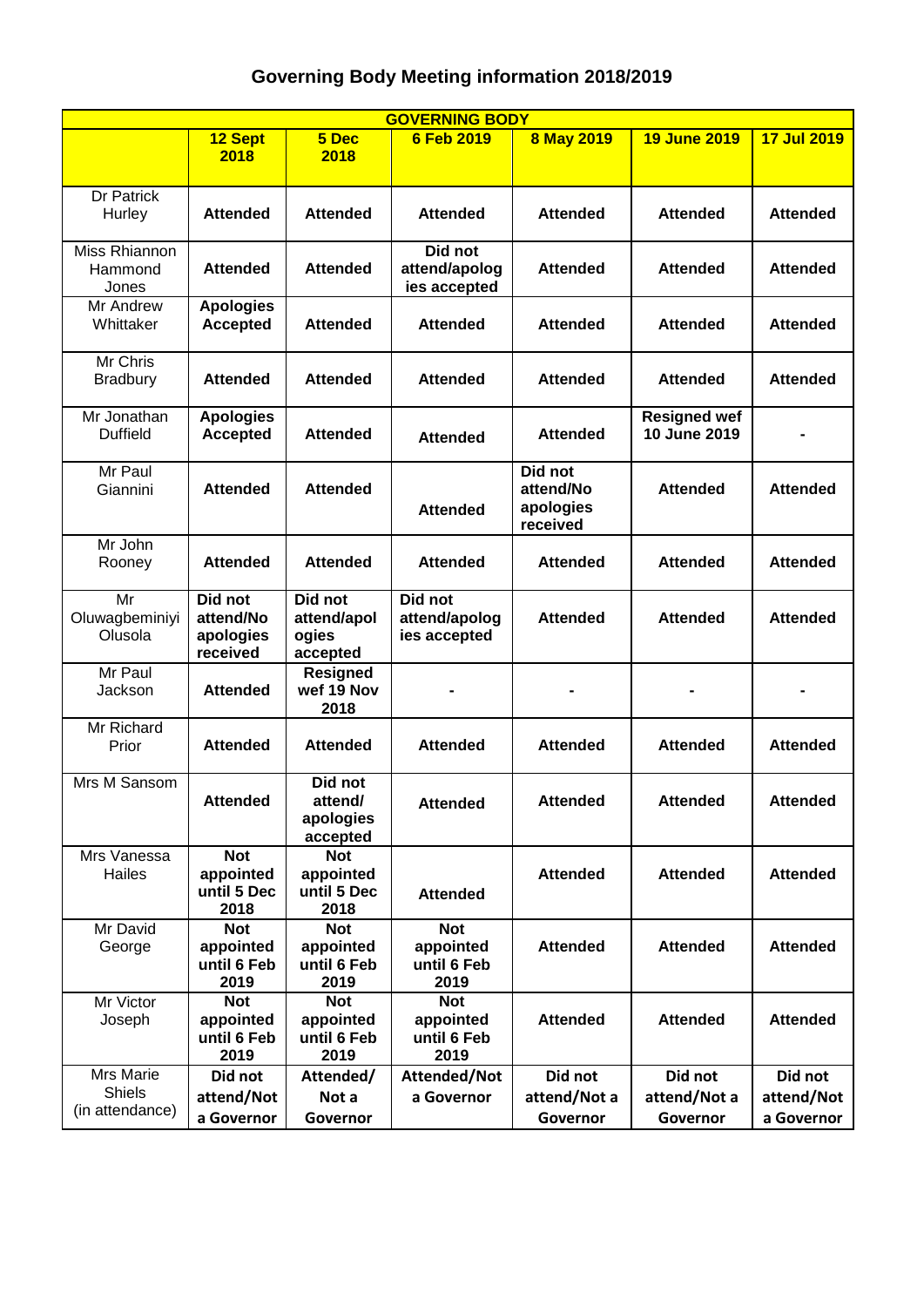# Governing Body Meeting information 2018/2019

| GOVERNING BODY | | | | | | |
|---|---|---|---|---|---|---|
| | **12 Sept 2018** | **5 Dec 2018** | **6 Feb 2019** | **8 May 2019** | **19 June 2019** | **17 Jul 2019** |
| Dr Patrick Hurley | **Attended** | **Attended** | **Attended** | **Attended** | **Attended** | **Attended** |
| Miss Rhiannon Hammond Jones | **Attended** | **Attended** | **Did not attend/apologies accepted** | **Attended** | **Attended** | **Attended** |
| Mr Andrew Whittaker | **Apologies Accepted** | **Attended** | **Attended** | **Attended** | **Attended** | **Attended** |
| Mr Chris Bradbury | **Attended** | **Attended** | **Attended** | **Attended** | **Attended** | **Attended** |
| Mr Jonathan Duffield | **Apologies Accepted** | **Attended** | **Attended** | **Attended** | **Resigned wef 10 June 2019** | **-** |
| Mr Paul Giannini | **Attended** | **Attended** | **Attended** | **Did not attend/No apologies received** | **Attended** | **Attended** |
| Mr John Rooney | **Attended** | **Attended** | **Attended** | **Attended** | **Attended** | **Attended** |
| Mr Oluwagbeminiyi Olusola | **Did not attend/No apologies received** | **Did not attend/apologies accepted** | **Did not attend/apologies accepted** | **Attended** | **Attended** | **Attended** |
| Mr Paul Jackson | **Attended** | **Resigned wef 19 Nov 2018** | **-** | **-** | **-** | **-** |
| Mr Richard Prior | **Attended** | **Attended** | **Attended** | **Attended** | **Attended** | **Attended** |
| Mrs M Sansom | **Attended** | **Did not attend/ apologies accepted** | **Attended** | **Attended** | **Attended** | **Attended** |
| Mrs Vanessa Hailes | **Not appointed until 5 Dec 2018** | **Not appointed until 5 Dec 2018** | **Attended** | **Attended** | **Attended** | **Attended** |
| Mr David George | **Not appointed until 6 Feb 2019** | **Not appointed until 6 Feb 2019** | **Not appointed until 6 Feb 2019** | **Attended** | **Attended** | **Attended** |
| Mr Victor Joseph | **Not appointed until 6 Feb 2019** | **Not appointed until 6 Feb 2019** | **Not appointed until 6 Feb 2019** | **Attended** | **Attended** | **Attended** |
| Mrs Marie Shiels (in attendance) | **Did not attend/Not a Governor** | **Attended/ Not a Governor** | **Attended/Not a Governor** | **Did not attend/Not a Governor** | **Did not attend/Not a Governor** | **Did not attend/Not a Governor** |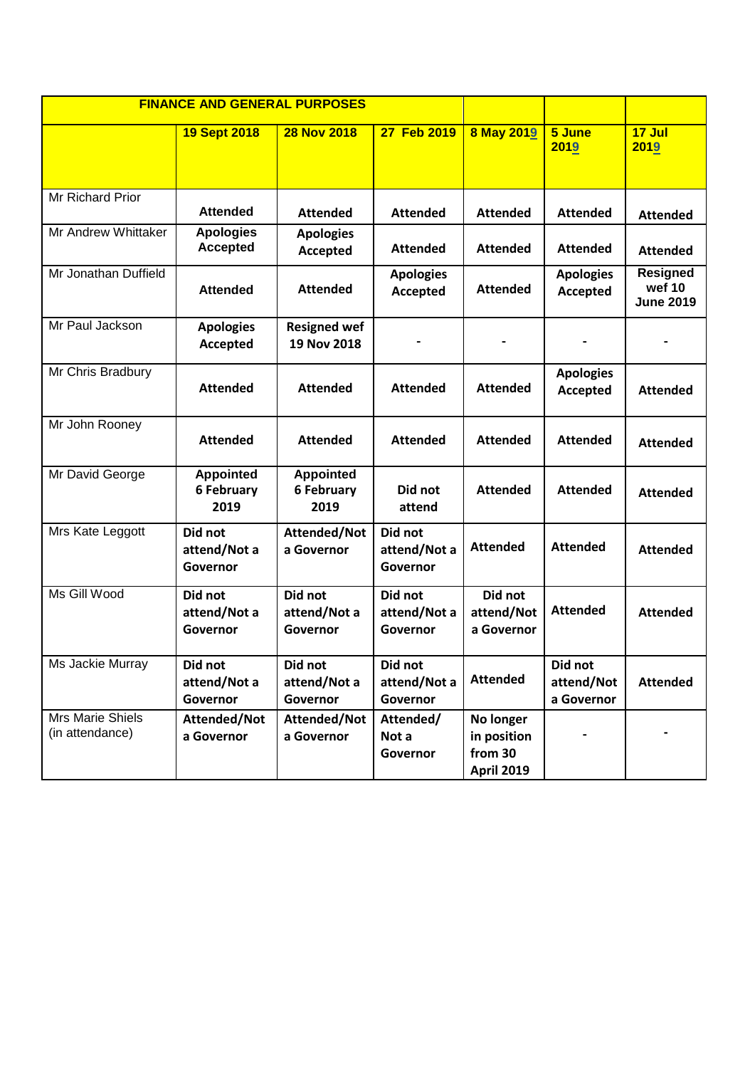| FINANCE AND GENERAL PURPOSES | | | | | | |
|---|---|---|---|---|---|---|
| | 19 Sept 2018 | 28 Nov 2018 | 27 Feb 2019 | 8 May 2019 | 5 June 2019 | 17 Jul 2019 |
| Mr Richard Prior | Attended | Attended | Attended | Attended | Attended | Attended |
| Mr Andrew Whittaker | Apologies Accepted | Apologies Accepted | Attended | Attended | Attended | Attended |
| Mr Jonathan Duffield | Attended | Attended | Apologies Accepted | Attended | Apologies Accepted | Resigned wef 10 June 2019 |
| Mr Paul Jackson | Apologies Accepted | Resigned wef 19 Nov 2018 | - | - | - | - |
| Mr Chris Bradbury | Attended | Attended | Attended | Attended | Apologies Accepted | Attended |
| Mr John Rooney | Attended | Attended | Attended | Attended | Attended | Attended |
| Mr David George | Appointed 6 February 2019 | Appointed 6 February 2019 | Did not attend | Attended | Attended | Attended |
| Mrs Kate Leggott | Did not attend/Not a Governor | Attended/Not a Governor | Did not attend/Not a Governor | Attended | Attended | Attended |
| Ms Gill Wood | Did not attend/Not a Governor | Did not attend/Not a Governor | Did not attend/Not a Governor | Did not attend/Not a Governor | Attended | Attended |
| Ms Jackie Murray | Did not attend/Not a Governor | Did not attend/Not a Governor | Did not attend/Not a Governor | Attended | Did not attend/Not a Governor | Attended |
| Mrs Marie Shiels (in attendance) | Attended/Not a Governor | Attended/Not a Governor | Attended/ Not a Governor | No longer in position from 30 April 2019 | - | - |